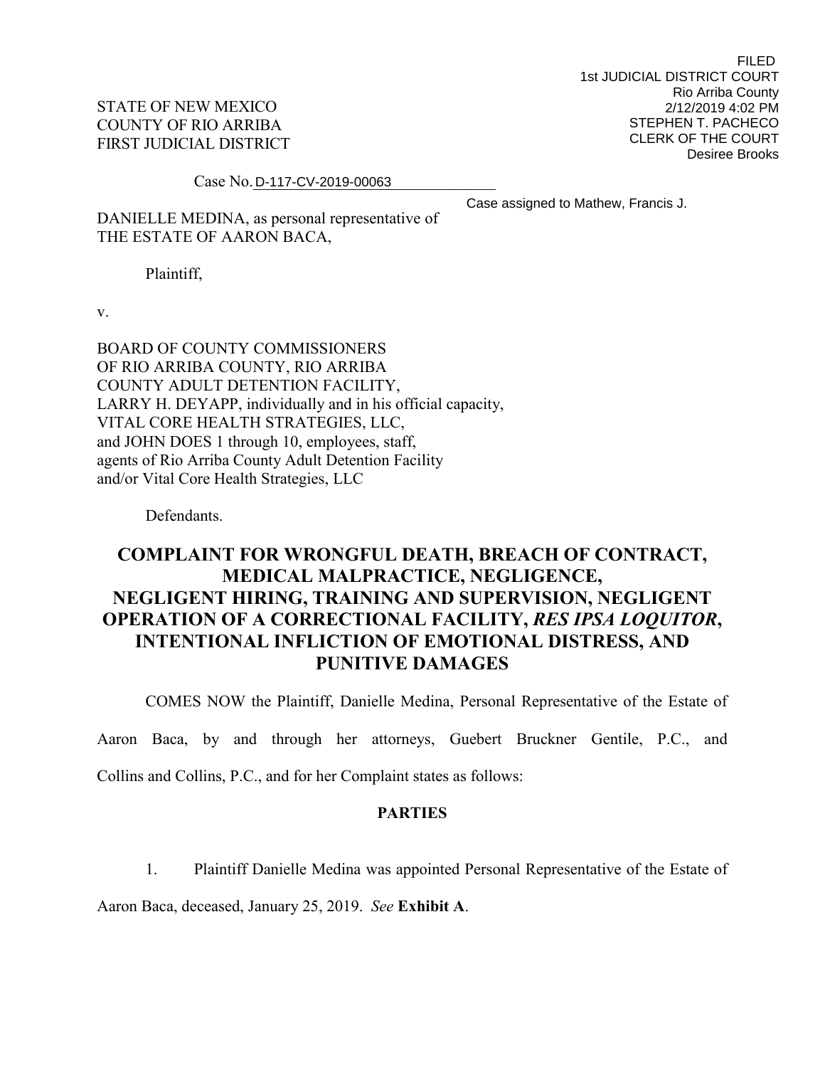FILED
1st JUDICIAL DISTRICT COURT
Rio Arriba County
2/12/2019 4:02 PM
STEPHEN T. PACHECO
CLERK OF THE COURT
Desiree Brooks

STATE OF NEW MEXICO
COUNTY OF RIO ARRIBA
FIRST JUDICIAL DISTRICT

Case No. D-117-CV-2019-00063

Case assigned to Mathew, Francis J.

DANIELLE MEDINA, as personal representative of
THE ESTATE OF AARON BACA,

Plaintiff,

v.

BOARD OF COUNTY COMMISSIONERS
OF RIO ARRIBA COUNTY, RIO ARRIBA
COUNTY ADULT DETENTION FACILITY,
LARRY H. DEYAPP, individually and in his official capacity,
VITAL CORE HEALTH STRATEGIES, LLC,
and JOHN DOES 1 through 10, employees, staff,
agents of Rio Arriba County Adult Detention Facility
and/or Vital Core Health Strategies, LLC

Defendants.

# COMPLAINT FOR WRONGFUL DEATH, BREACH OF CONTRACT, MEDICAL MALPRACTICE, NEGLIGENCE, NEGLIGENT HIRING, TRAINING AND SUPERVISION, NEGLIGENT OPERATION OF A CORRECTIONAL FACILITY, *RES IPSA LOQUITOR*, INTENTIONAL INFLICTION OF EMOTIONAL DISTRESS, AND PUNITIVE DAMAGES

COMES NOW the Plaintiff, Danielle Medina, Personal Representative of the Estate of Aaron Baca, by and through her attorneys, Guebert Bruckner Gentile, P.C., and Collins and Collins, P.C., and for her Complaint states as follows:

## PARTIES

1. Plaintiff Danielle Medina was appointed Personal Representative of the Estate of Aaron Baca, deceased, January 25, 2019. *See* **Exhibit A**.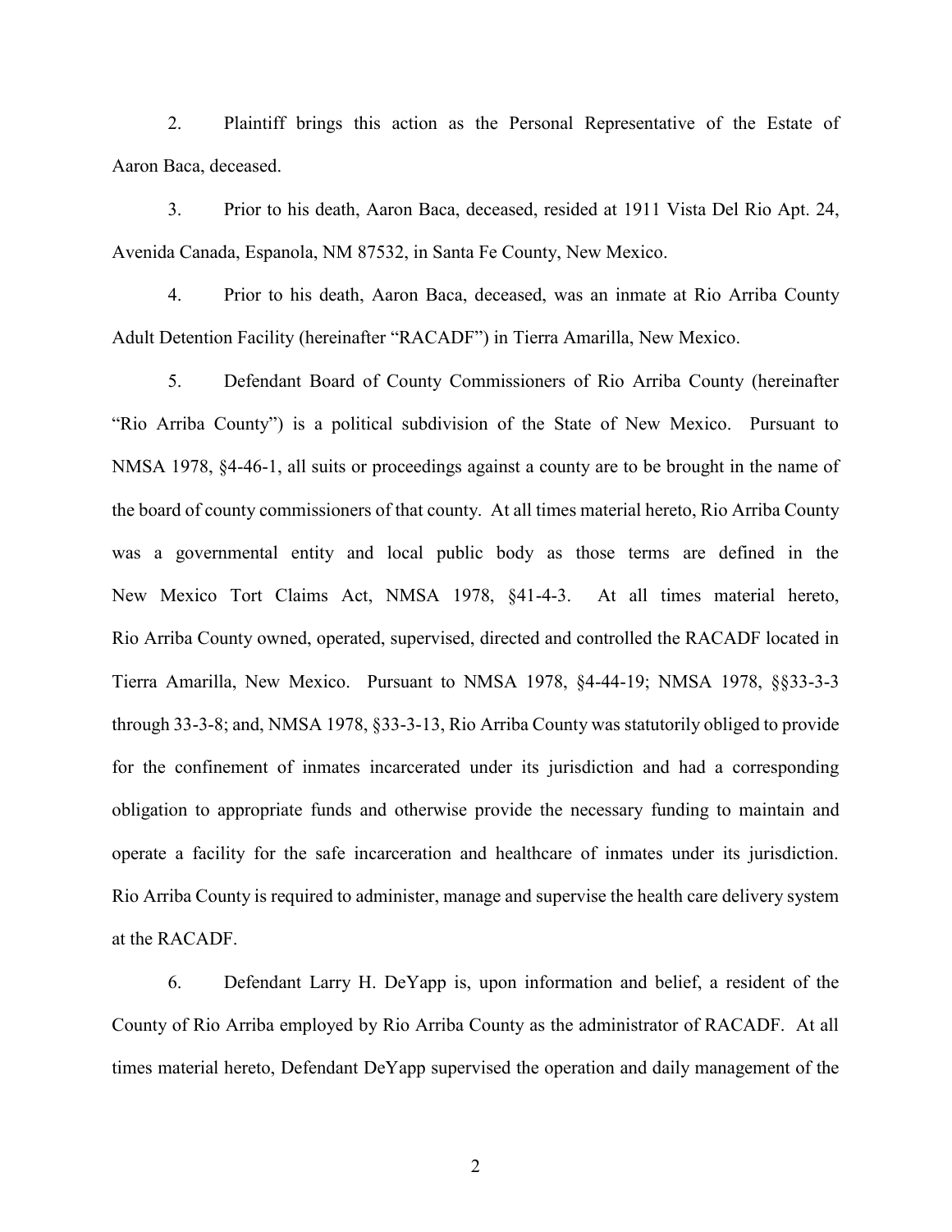2. Plaintiff brings this action as the Personal Representative of the Estate of Aaron Baca, deceased.

3. Prior to his death, Aaron Baca, deceased, resided at 1911 Vista Del Rio Apt. 24, Avenida Canada, Espanola, NM 87532, in Santa Fe County, New Mexico.

4. Prior to his death, Aaron Baca, deceased, was an inmate at Rio Arriba County Adult Detention Facility (hereinafter "RACADF") in Tierra Amarilla, New Mexico.

5. Defendant Board of County Commissioners of Rio Arriba County (hereinafter "Rio Arriba County") is a political subdivision of the State of New Mexico. Pursuant to NMSA 1978, §4-46-1, all suits or proceedings against a county are to be brought in the name of the board of county commissioners of that county. At all times material hereto, Rio Arriba County was a governmental entity and local public body as those terms are defined in the New Mexico Tort Claims Act, NMSA 1978, §41-4-3. At all times material hereto, Rio Arriba County owned, operated, supervised, directed and controlled the RACADF located in Tierra Amarilla, New Mexico. Pursuant to NMSA 1978, §4-44-19; NMSA 1978, §§33-3-3 through 33-3-8; and, NMSA 1978, §33-3-13, Rio Arriba County was statutorily obliged to provide for the confinement of inmates incarcerated under its jurisdiction and had a corresponding obligation to appropriate funds and otherwise provide the necessary funding to maintain and operate a facility for the safe incarceration and healthcare of inmates under its jurisdiction. Rio Arriba County is required to administer, manage and supervise the health care delivery system at the RACADF.

6. Defendant Larry H. DeYapp is, upon information and belief, a resident of the County of Rio Arriba employed by Rio Arriba County as the administrator of RACADF. At all times material hereto, Defendant DeYapp supervised the operation and daily management of the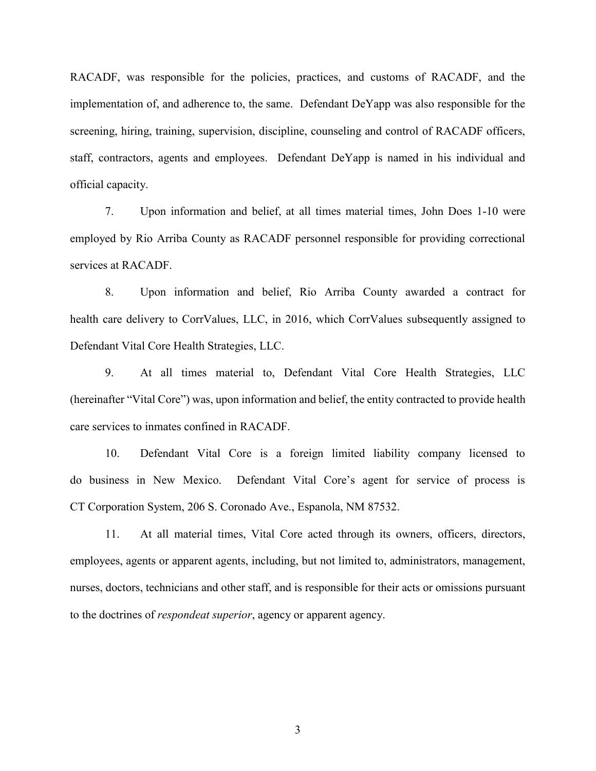RACADF, was responsible for the policies, practices, and customs of RACADF, and the implementation of, and adherence to, the same. Defendant DeYapp was also responsible for the screening, hiring, training, supervision, discipline, counseling and control of RACADF officers, staff, contractors, agents and employees. Defendant DeYapp is named in his individual and official capacity.

7. Upon information and belief, at all times material times, John Does 1-10 were employed by Rio Arriba County as RACADF personnel responsible for providing correctional services at RACADF.

8. Upon information and belief, Rio Arriba County awarded a contract for health care delivery to CorrValues, LLC, in 2016, which CorrValues subsequently assigned to Defendant Vital Core Health Strategies, LLC.

9. At all times material to, Defendant Vital Core Health Strategies, LLC (hereinafter "Vital Core") was, upon information and belief, the entity contracted to provide health care services to inmates confined in RACADF.

10. Defendant Vital Core is a foreign limited liability company licensed to do business in New Mexico. Defendant Vital Core's agent for service of process is CT Corporation System, 206 S. Coronado Ave., Espanola, NM 87532.

11. At all material times, Vital Core acted through its owners, officers, directors, employees, agents or apparent agents, including, but not limited to, administrators, management, nurses, doctors, technicians and other staff, and is responsible for their acts or omissions pursuant to the doctrines of *respondeat superior*, agency or apparent agency.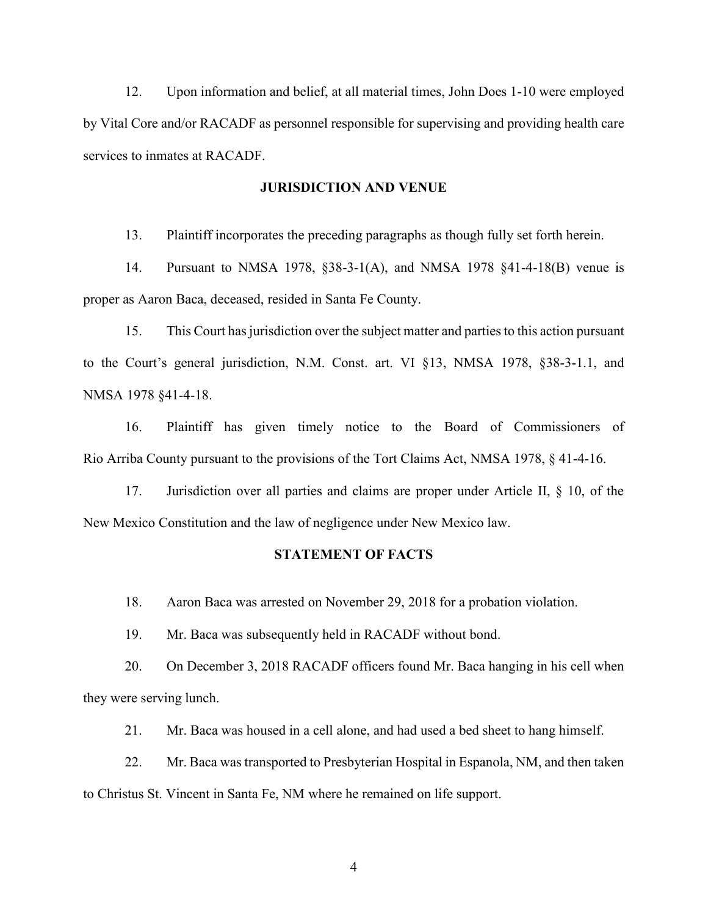12. Upon information and belief, at all material times, John Does 1-10 were employed by Vital Core and/or RACADF as personnel responsible for supervising and providing health care services to inmates at RACADF.

## JURISDICTION AND VENUE

13. Plaintiff incorporates the preceding paragraphs as though fully set forth herein.

14. Pursuant to NMSA 1978, §38-3-1(A), and NMSA 1978 §41-4-18(B) venue is proper as Aaron Baca, deceased, resided in Santa Fe County.

15. This Court has jurisdiction over the subject matter and parties to this action pursuant to the Court's general jurisdiction, N.M. Const. art. VI §13, NMSA 1978, §38-3-1.1, and NMSA 1978 §41-4-18.

16. Plaintiff has given timely notice to the Board of Commissioners of Rio Arriba County pursuant to the provisions of the Tort Claims Act, NMSA 1978, § 41-4-16.

17. Jurisdiction over all parties and claims are proper under Article II, § 10, of the New Mexico Constitution and the law of negligence under New Mexico law.

## STATEMENT OF FACTS

18. Aaron Baca was arrested on November 29, 2018 for a probation violation.

19. Mr. Baca was subsequently held in RACADF without bond.

20. On December 3, 2018 RACADF officers found Mr. Baca hanging in his cell when they were serving lunch.

21. Mr. Baca was housed in a cell alone, and had used a bed sheet to hang himself.

22. Mr. Baca was transported to Presbyterian Hospital in Espanola, NM, and then taken to Christus St. Vincent in Santa Fe, NM where he remained on life support.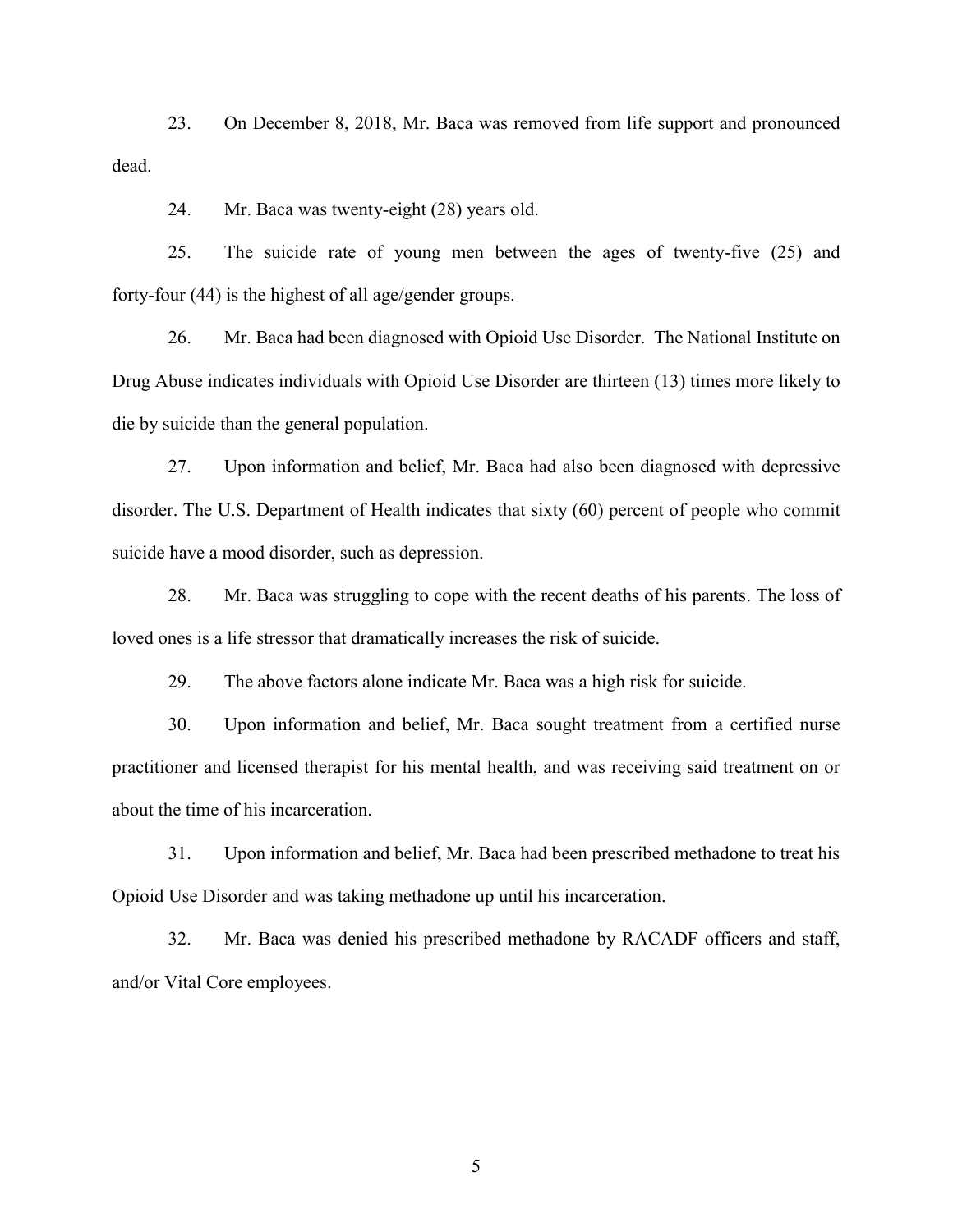23. On December 8, 2018, Mr. Baca was removed from life support and pronounced dead.

24. Mr. Baca was twenty-eight (28) years old.

25. The suicide rate of young men between the ages of twenty-five (25) and forty-four (44) is the highest of all age/gender groups.

26. Mr. Baca had been diagnosed with Opioid Use Disorder. The National Institute on Drug Abuse indicates individuals with Opioid Use Disorder are thirteen (13) times more likely to die by suicide than the general population.

27. Upon information and belief, Mr. Baca had also been diagnosed with depressive disorder. The U.S. Department of Health indicates that sixty (60) percent of people who commit suicide have a mood disorder, such as depression.

28. Mr. Baca was struggling to cope with the recent deaths of his parents. The loss of loved ones is a life stressor that dramatically increases the risk of suicide.

29. The above factors alone indicate Mr. Baca was a high risk for suicide.

30. Upon information and belief, Mr. Baca sought treatment from a certified nurse practitioner and licensed therapist for his mental health, and was receiving said treatment on or about the time of his incarceration.

31. Upon information and belief, Mr. Baca had been prescribed methadone to treat his Opioid Use Disorder and was taking methadone up until his incarceration.

32. Mr. Baca was denied his prescribed methadone by RACADF officers and staff, and/or Vital Core employees.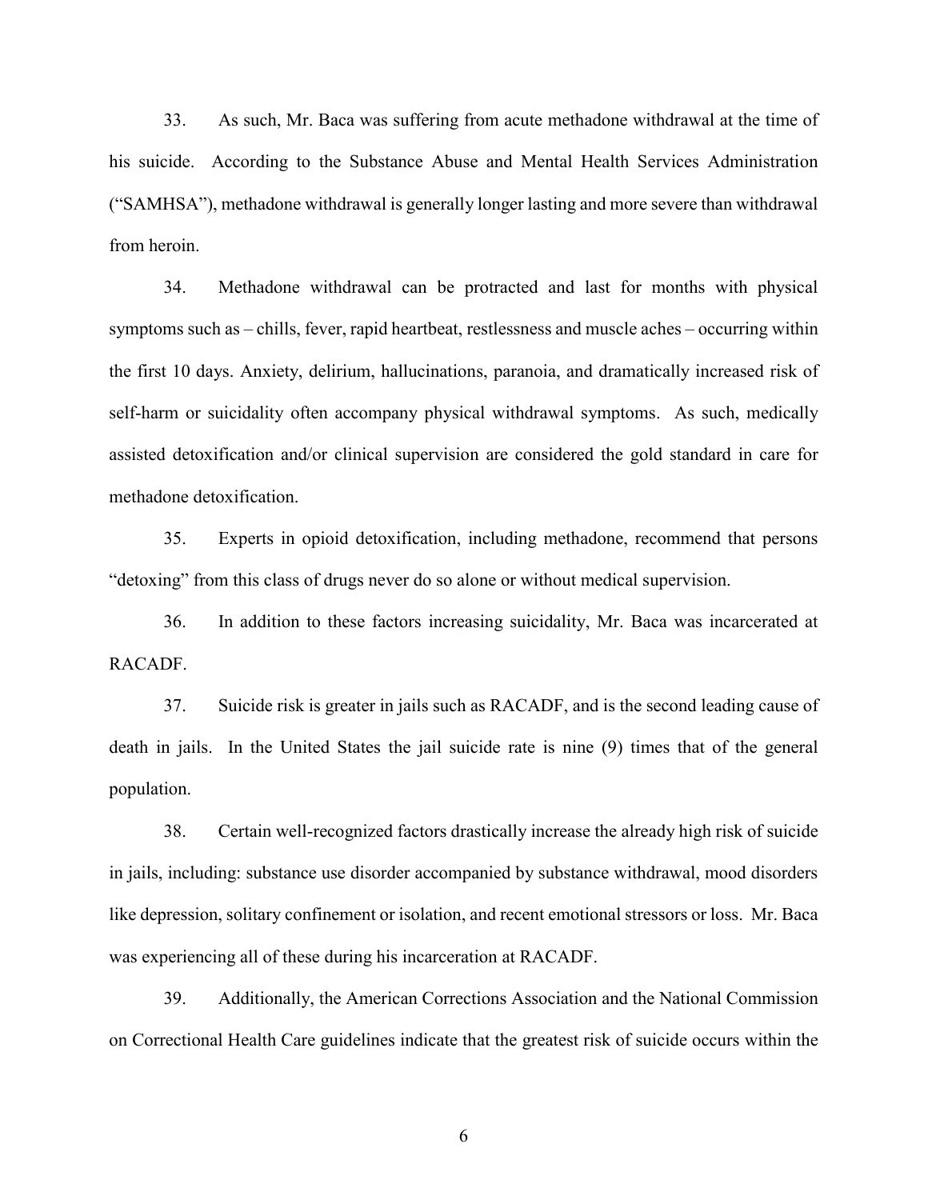33. As such, Mr. Baca was suffering from acute methadone withdrawal at the time of his suicide. According to the Substance Abuse and Mental Health Services Administration ("SAMHSA"), methadone withdrawal is generally longer lasting and more severe than withdrawal from heroin.

34. Methadone withdrawal can be protracted and last for months with physical symptoms such as – chills, fever, rapid heartbeat, restlessness and muscle aches – occurring within the first 10 days. Anxiety, delirium, hallucinations, paranoia, and dramatically increased risk of self-harm or suicidality often accompany physical withdrawal symptoms. As such, medically assisted detoxification and/or clinical supervision are considered the gold standard in care for methadone detoxification.

35. Experts in opioid detoxification, including methadone, recommend that persons "detoxing" from this class of drugs never do so alone or without medical supervision.

36. In addition to these factors increasing suicidality, Mr. Baca was incarcerated at RACADF.

37. Suicide risk is greater in jails such as RACADF, and is the second leading cause of death in jails. In the United States the jail suicide rate is nine (9) times that of the general population.

38. Certain well-recognized factors drastically increase the already high risk of suicide in jails, including: substance use disorder accompanied by substance withdrawal, mood disorders like depression, solitary confinement or isolation, and recent emotional stressors or loss. Mr. Baca was experiencing all of these during his incarceration at RACADF.

39. Additionally, the American Corrections Association and the National Commission on Correctional Health Care guidelines indicate that the greatest risk of suicide occurs within the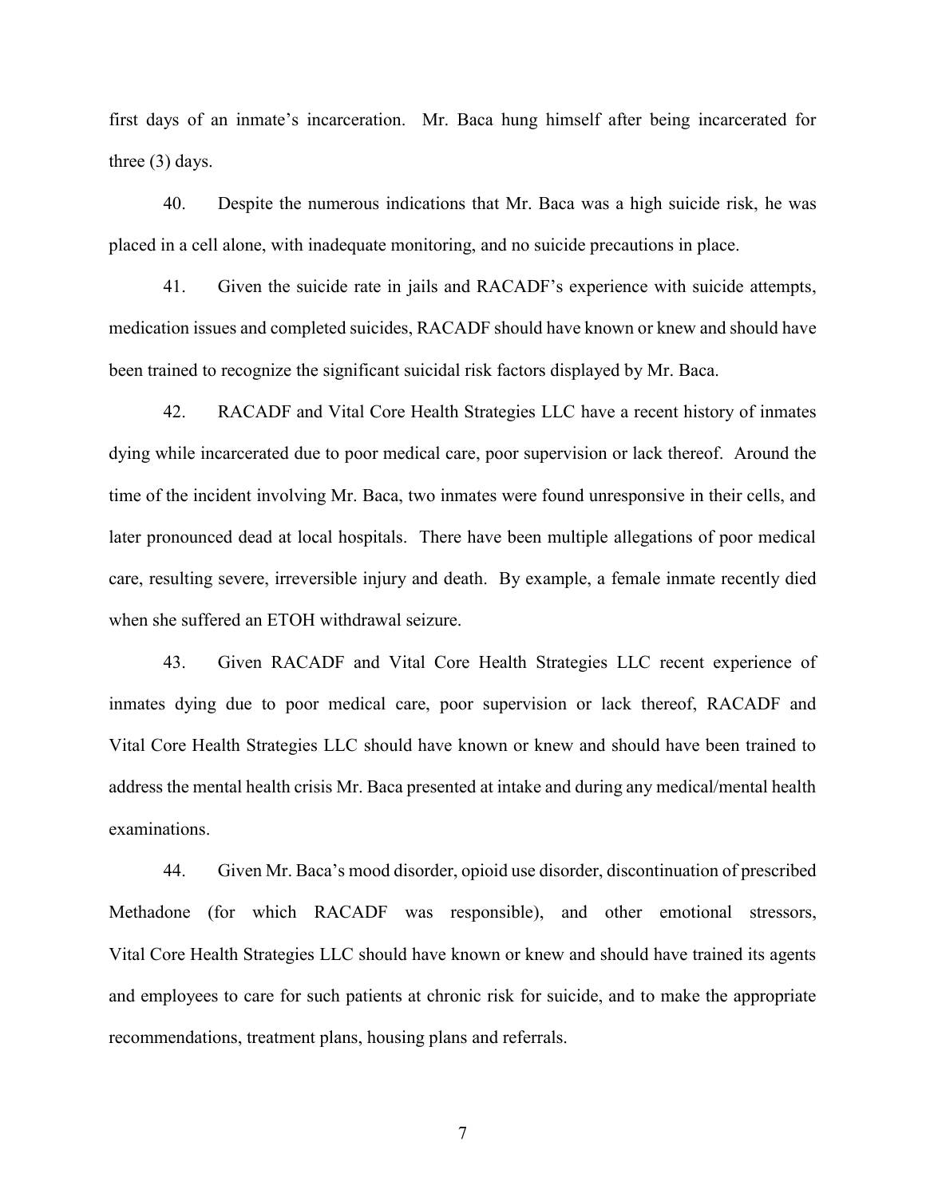first days of an inmate's incarceration. Mr. Baca hung himself after being incarcerated for three (3) days.

40. Despite the numerous indications that Mr. Baca was a high suicide risk, he was placed in a cell alone, with inadequate monitoring, and no suicide precautions in place.

41. Given the suicide rate in jails and RACADF's experience with suicide attempts, medication issues and completed suicides, RACADF should have known or knew and should have been trained to recognize the significant suicidal risk factors displayed by Mr. Baca.

42. RACADF and Vital Core Health Strategies LLC have a recent history of inmates dying while incarcerated due to poor medical care, poor supervision or lack thereof. Around the time of the incident involving Mr. Baca, two inmates were found unresponsive in their cells, and later pronounced dead at local hospitals. There have been multiple allegations of poor medical care, resulting severe, irreversible injury and death. By example, a female inmate recently died when she suffered an ETOH withdrawal seizure.

43. Given RACADF and Vital Core Health Strategies LLC recent experience of inmates dying due to poor medical care, poor supervision or lack thereof, RACADF and Vital Core Health Strategies LLC should have known or knew and should have been trained to address the mental health crisis Mr. Baca presented at intake and during any medical/mental health examinations.

44. Given Mr. Baca's mood disorder, opioid use disorder, discontinuation of prescribed Methadone (for which RACADF was responsible), and other emotional stressors, Vital Core Health Strategies LLC should have known or knew and should have trained its agents and employees to care for such patients at chronic risk for suicide, and to make the appropriate recommendations, treatment plans, housing plans and referrals.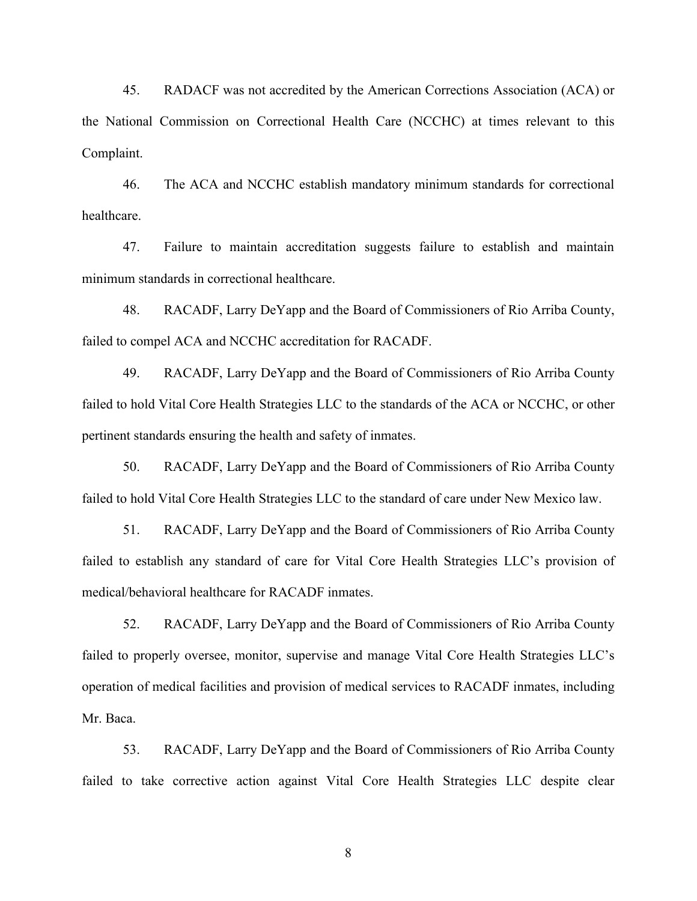45. RADACF was not accredited by the American Corrections Association (ACA) or the National Commission on Correctional Health Care (NCCHC) at times relevant to this Complaint.

46. The ACA and NCCHC establish mandatory minimum standards for correctional healthcare.

47. Failure to maintain accreditation suggests failure to establish and maintain minimum standards in correctional healthcare.

48. RACADF, Larry DeYapp and the Board of Commissioners of Rio Arriba County, failed to compel ACA and NCCHC accreditation for RACADF.

49. RACADF, Larry DeYapp and the Board of Commissioners of Rio Arriba County failed to hold Vital Core Health Strategies LLC to the standards of the ACA or NCCHC, or other pertinent standards ensuring the health and safety of inmates.

50. RACADF, Larry DeYapp and the Board of Commissioners of Rio Arriba County failed to hold Vital Core Health Strategies LLC to the standard of care under New Mexico law.

51. RACADF, Larry DeYapp and the Board of Commissioners of Rio Arriba County failed to establish any standard of care for Vital Core Health Strategies LLC's provision of medical/behavioral healthcare for RACADF inmates.

52. RACADF, Larry DeYapp and the Board of Commissioners of Rio Arriba County failed to properly oversee, monitor, supervise and manage Vital Core Health Strategies LLC's operation of medical facilities and provision of medical services to RACADF inmates, including Mr. Baca.

53. RACADF, Larry DeYapp and the Board of Commissioners of Rio Arriba County failed to take corrective action against Vital Core Health Strategies LLC despite clear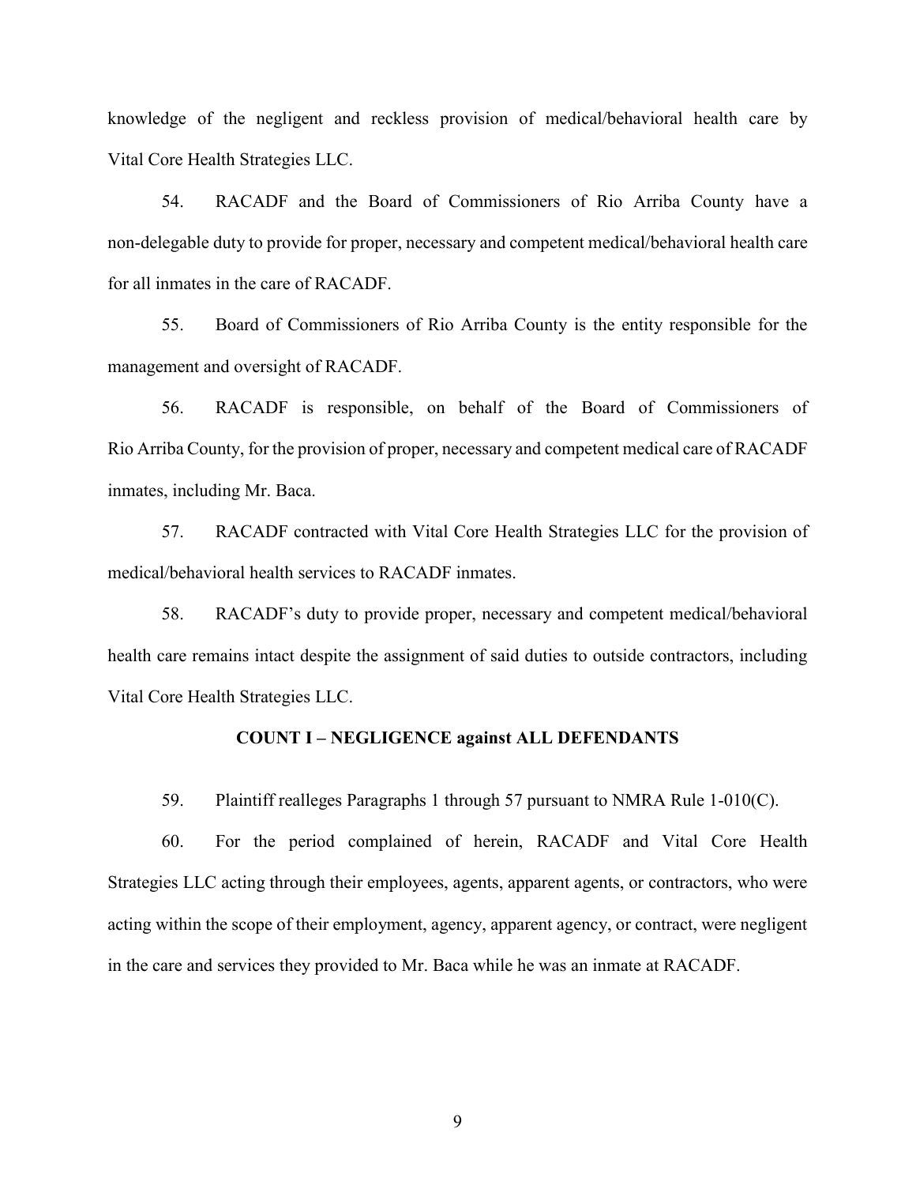knowledge of the negligent and reckless provision of medical/behavioral health care by Vital Core Health Strategies LLC.

54. RACADF and the Board of Commissioners of Rio Arriba County have a non-delegable duty to provide for proper, necessary and competent medical/behavioral health care for all inmates in the care of RACADF.

55. Board of Commissioners of Rio Arriba County is the entity responsible for the management and oversight of RACADF.

56. RACADF is responsible, on behalf of the Board of Commissioners of Rio Arriba County, for the provision of proper, necessary and competent medical care of RACADF inmates, including Mr. Baca.

57. RACADF contracted with Vital Core Health Strategies LLC for the provision of medical/behavioral health services to RACADF inmates.

58. RACADF's duty to provide proper, necessary and competent medical/behavioral health care remains intact despite the assignment of said duties to outside contractors, including Vital Core Health Strategies LLC.

**COUNT I – NEGLIGENCE against ALL DEFENDANTS**

59. Plaintiff realleges Paragraphs 1 through 57 pursuant to NMRA Rule 1-010(C).

60. For the period complained of herein, RACADF and Vital Core Health Strategies LLC acting through their employees, agents, apparent agents, or contractors, who were acting within the scope of their employment, agency, apparent agency, or contract, were negligent in the care and services they provided to Mr. Baca while he was an inmate at RACADF.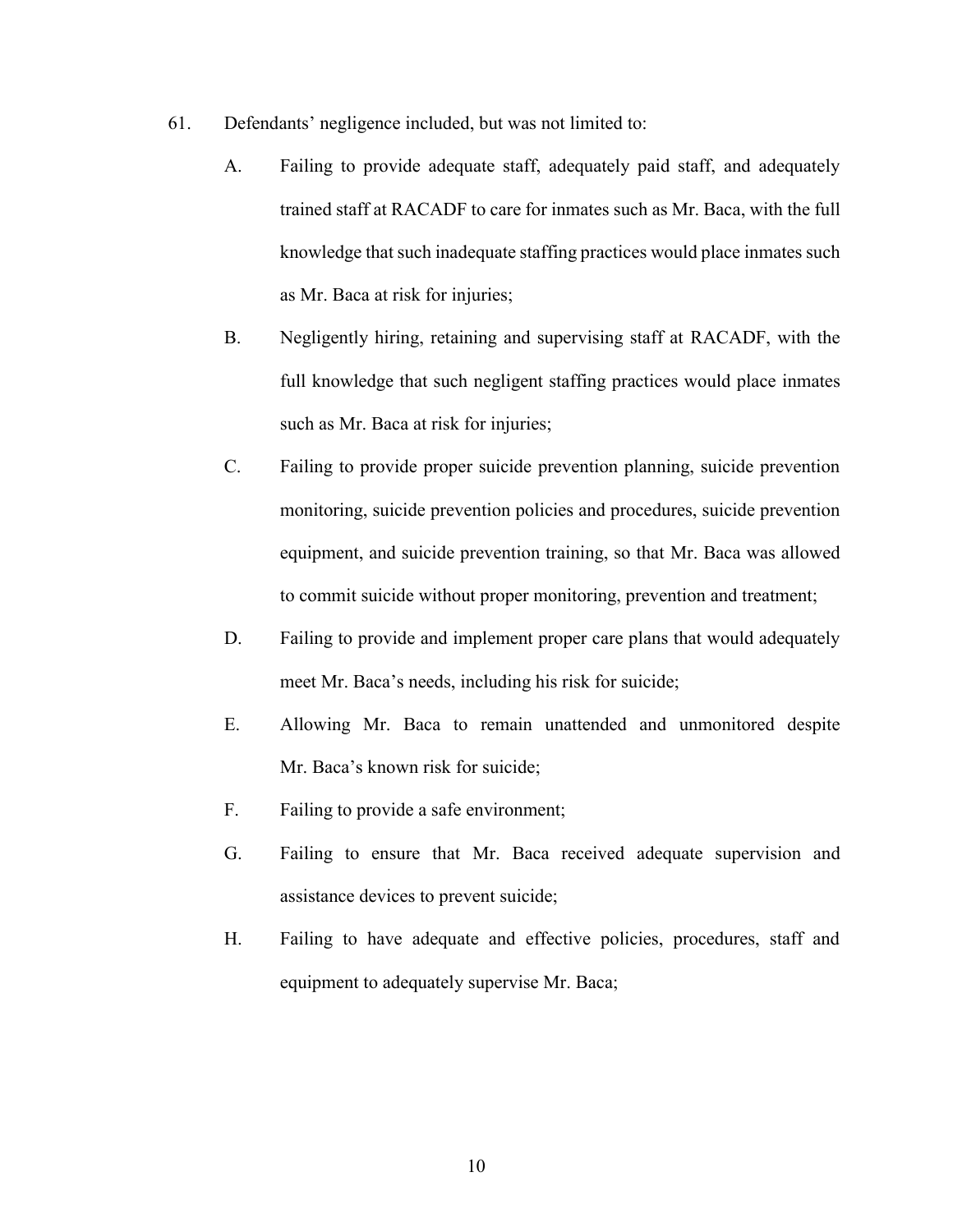61. Defendants' negligence included, but was not limited to:

   A. Failing to provide adequate staff, adequately paid staff, and adequately trained staff at RACADF to care for inmates such as Mr. Baca, with the full knowledge that such inadequate staffing practices would place inmates such as Mr. Baca at risk for injuries;

   B. Negligently hiring, retaining and supervising staff at RACADF, with the full knowledge that such negligent staffing practices would place inmates such as Mr. Baca at risk for injuries;

   C. Failing to provide proper suicide prevention planning, suicide prevention monitoring, suicide prevention policies and procedures, suicide prevention equipment, and suicide prevention training, so that Mr. Baca was allowed to commit suicide without proper monitoring, prevention and treatment;

   D. Failing to provide and implement proper care plans that would adequately meet Mr. Baca's needs, including his risk for suicide;

   E. Allowing Mr. Baca to remain unattended and unmonitored despite Mr. Baca's known risk for suicide;

   F. Failing to provide a safe environment;

   G. Failing to ensure that Mr. Baca received adequate supervision and assistance devices to prevent suicide;

   H. Failing to have adequate and effective policies, procedures, staff and equipment to adequately supervise Mr. Baca;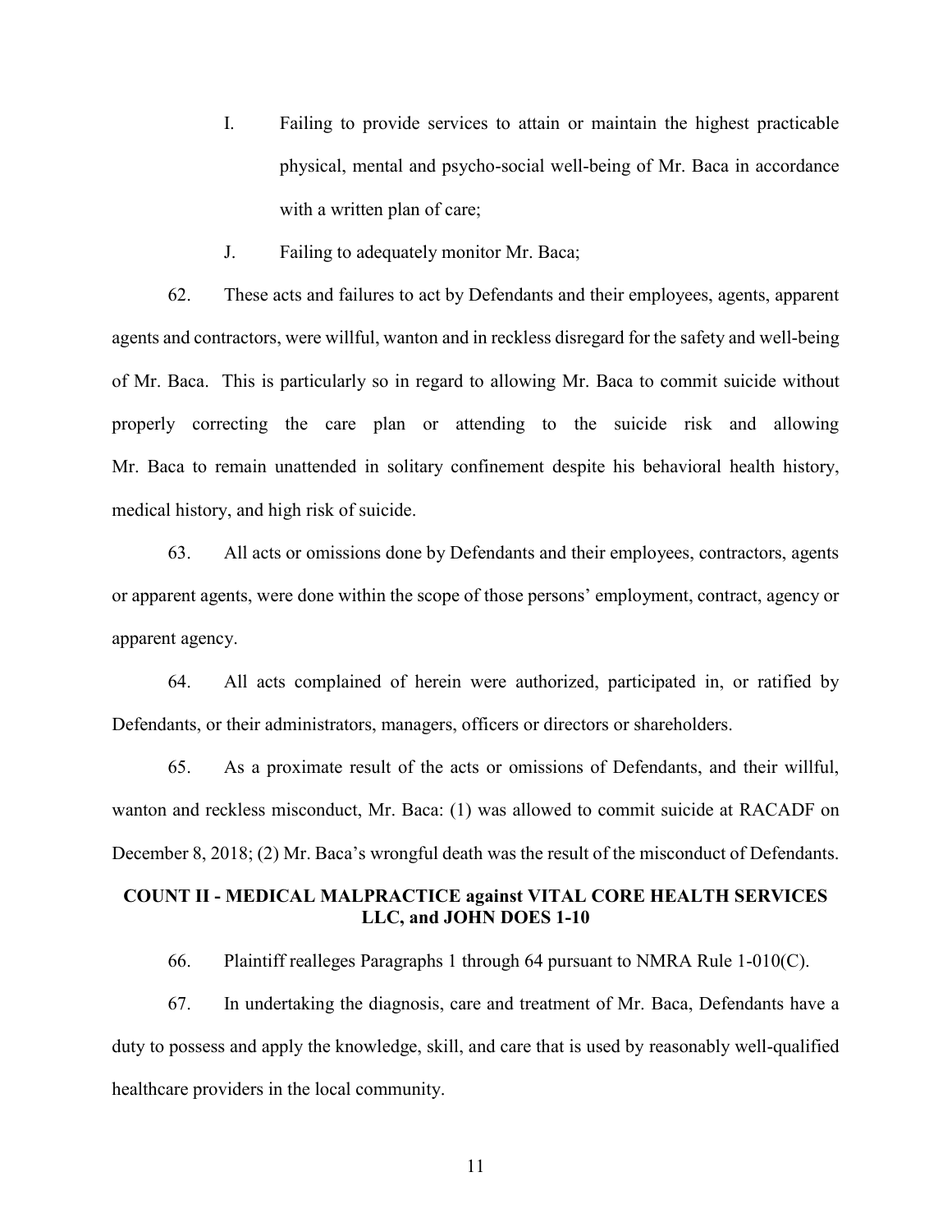I. Failing to provide services to attain or maintain the highest practicable physical, mental and psycho-social well-being of Mr. Baca in accordance with a written plan of care;

J. Failing to adequately monitor Mr. Baca;

62. These acts and failures to act by Defendants and their employees, agents, apparent agents and contractors, were willful, wanton and in reckless disregard for the safety and well-being of Mr. Baca. This is particularly so in regard to allowing Mr. Baca to commit suicide without properly correcting the care plan or attending to the suicide risk and allowing Mr. Baca to remain unattended in solitary confinement despite his behavioral health history, medical history, and high risk of suicide.

63. All acts or omissions done by Defendants and their employees, contractors, agents or apparent agents, were done within the scope of those persons' employment, contract, agency or apparent agency.

64. All acts complained of herein were authorized, participated in, or ratified by Defendants, or their administrators, managers, officers or directors or shareholders.

65. As a proximate result of the acts or omissions of Defendants, and their willful, wanton and reckless misconduct, Mr. Baca: (1) was allowed to commit suicide at RACADF on December 8, 2018; (2) Mr. Baca's wrongful death was the result of the misconduct of Defendants.

**COUNT II - MEDICAL MALPRACTICE against VITAL CORE HEALTH SERVICES LLC, and JOHN DOES 1-10**

66. Plaintiff realleges Paragraphs 1 through 64 pursuant to NMRA Rule 1-010(C).

67. In undertaking the diagnosis, care and treatment of Mr. Baca, Defendants have a duty to possess and apply the knowledge, skill, and care that is used by reasonably well-qualified healthcare providers in the local community.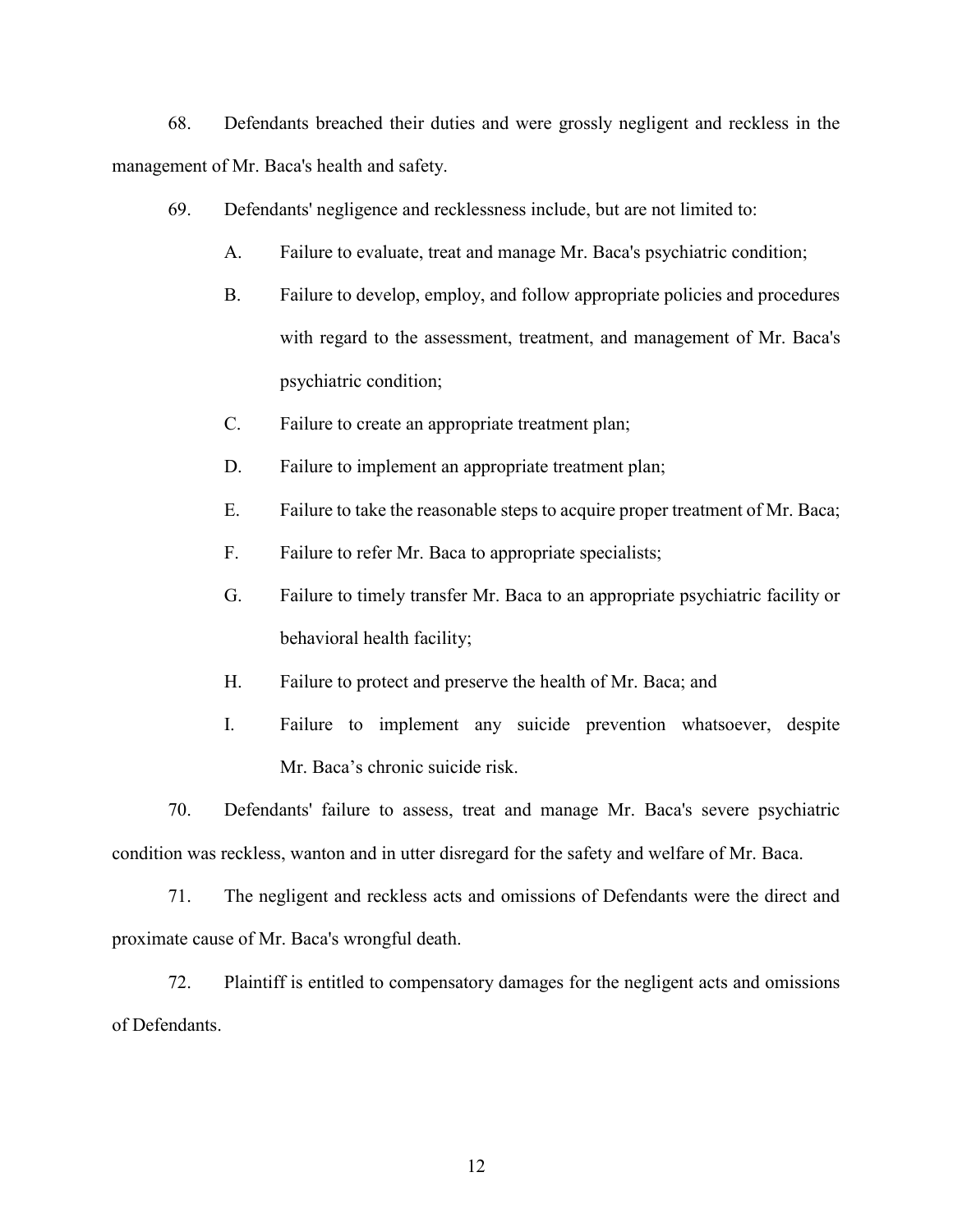68. Defendants breached their duties and were grossly negligent and reckless in the management of Mr. Baca's health and safety.

69. Defendants' negligence and recklessness include, but are not limited to:

A. Failure to evaluate, treat and manage Mr. Baca's psychiatric condition;

B. Failure to develop, employ, and follow appropriate policies and procedures with regard to the assessment, treatment, and management of Mr. Baca's psychiatric condition;

C. Failure to create an appropriate treatment plan;

D. Failure to implement an appropriate treatment plan;

E. Failure to take the reasonable steps to acquire proper treatment of Mr. Baca;

F. Failure to refer Mr. Baca to appropriate specialists;

G. Failure to timely transfer Mr. Baca to an appropriate psychiatric facility or behavioral health facility;

H. Failure to protect and preserve the health of Mr. Baca; and

I. Failure to implement any suicide prevention whatsoever, despite Mr. Baca's chronic suicide risk.

70. Defendants' failure to assess, treat and manage Mr. Baca's severe psychiatric condition was reckless, wanton and in utter disregard for the safety and welfare of Mr. Baca.

71. The negligent and reckless acts and omissions of Defendants were the direct and proximate cause of Mr. Baca's wrongful death.

72. Plaintiff is entitled to compensatory damages for the negligent acts and omissions of Defendants.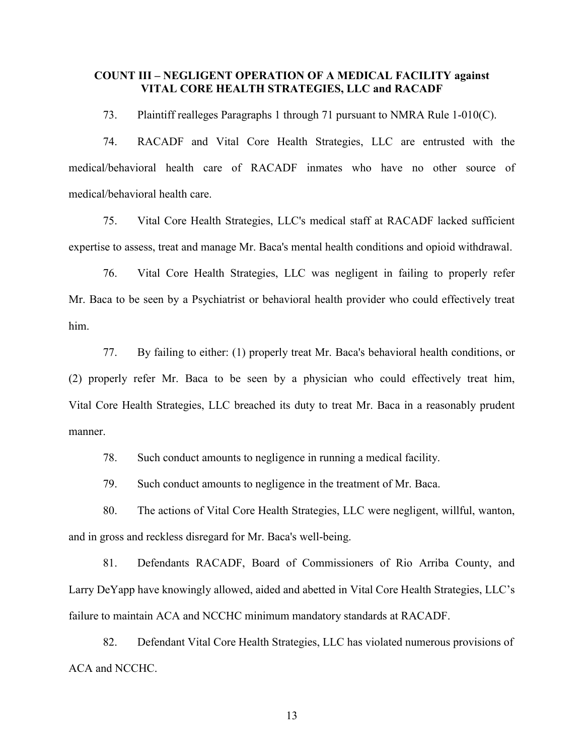**COUNT III – NEGLIGENT OPERATION OF A MEDICAL FACILITY against VITAL CORE HEALTH STRATEGIES, LLC and RACADF**

73. Plaintiff realleges Paragraphs 1 through 71 pursuant to NMRA Rule 1-010(C).

74. RACADF and Vital Core Health Strategies, LLC are entrusted with the medical/behavioral health care of RACADF inmates who have no other source of medical/behavioral health care.

75. Vital Core Health Strategies, LLC's medical staff at RACADF lacked sufficient expertise to assess, treat and manage Mr. Baca's mental health conditions and opioid withdrawal.

76. Vital Core Health Strategies, LLC was negligent in failing to properly refer Mr. Baca to be seen by a Psychiatrist or behavioral health provider who could effectively treat him.

77. By failing to either: (1) properly treat Mr. Baca's behavioral health conditions, or (2) properly refer Mr. Baca to be seen by a physician who could effectively treat him, Vital Core Health Strategies, LLC breached its duty to treat Mr. Baca in a reasonably prudent manner.

78. Such conduct amounts to negligence in running a medical facility.

79. Such conduct amounts to negligence in the treatment of Mr. Baca.

80. The actions of Vital Core Health Strategies, LLC were negligent, willful, wanton, and in gross and reckless disregard for Mr. Baca's well-being.

81. Defendants RACADF, Board of Commissioners of Rio Arriba County, and Larry DeYapp have knowingly allowed, aided and abetted in Vital Core Health Strategies, LLC's failure to maintain ACA and NCCHC minimum mandatory standards at RACADF.

82. Defendant Vital Core Health Strategies, LLC has violated numerous provisions of ACA and NCCHC.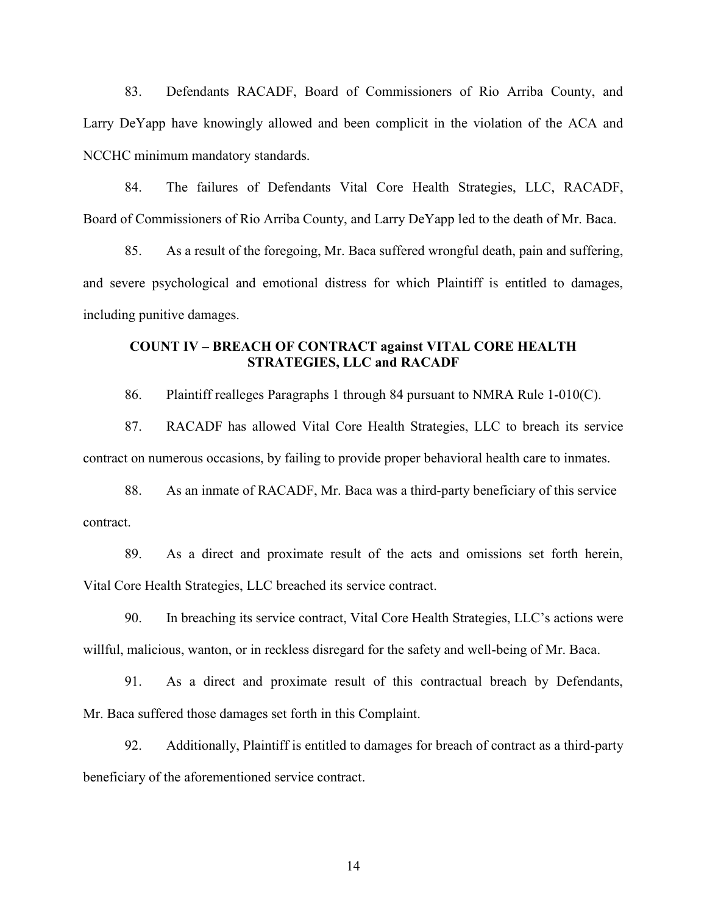83. Defendants RACADF, Board of Commissioners of Rio Arriba County, and Larry DeYapp have knowingly allowed and been complicit in the violation of the ACA and NCCHC minimum mandatory standards.

84. The failures of Defendants Vital Core Health Strategies, LLC, RACADF, Board of Commissioners of Rio Arriba County, and Larry DeYapp led to the death of Mr. Baca.

85. As a result of the foregoing, Mr. Baca suffered wrongful death, pain and suffering, and severe psychological and emotional distress for which Plaintiff is entitled to damages, including punitive damages.

### COUNT IV – BREACH OF CONTRACT against VITAL CORE HEALTH STRATEGIES, LLC and RACADF

86. Plaintiff realleges Paragraphs 1 through 84 pursuant to NMRA Rule 1-010(C).

87. RACADF has allowed Vital Core Health Strategies, LLC to breach its service contract on numerous occasions, by failing to provide proper behavioral health care to inmates.

88. As an inmate of RACADF, Mr. Baca was a third-party beneficiary of this service contract.

89. As a direct and proximate result of the acts and omissions set forth herein, Vital Core Health Strategies, LLC breached its service contract.

90. In breaching its service contract, Vital Core Health Strategies, LLC's actions were willful, malicious, wanton, or in reckless disregard for the safety and well-being of Mr. Baca.

91. As a direct and proximate result of this contractual breach by Defendants, Mr. Baca suffered those damages set forth in this Complaint.

92. Additionally, Plaintiff is entitled to damages for breach of contract as a third-party beneficiary of the aforementioned service contract.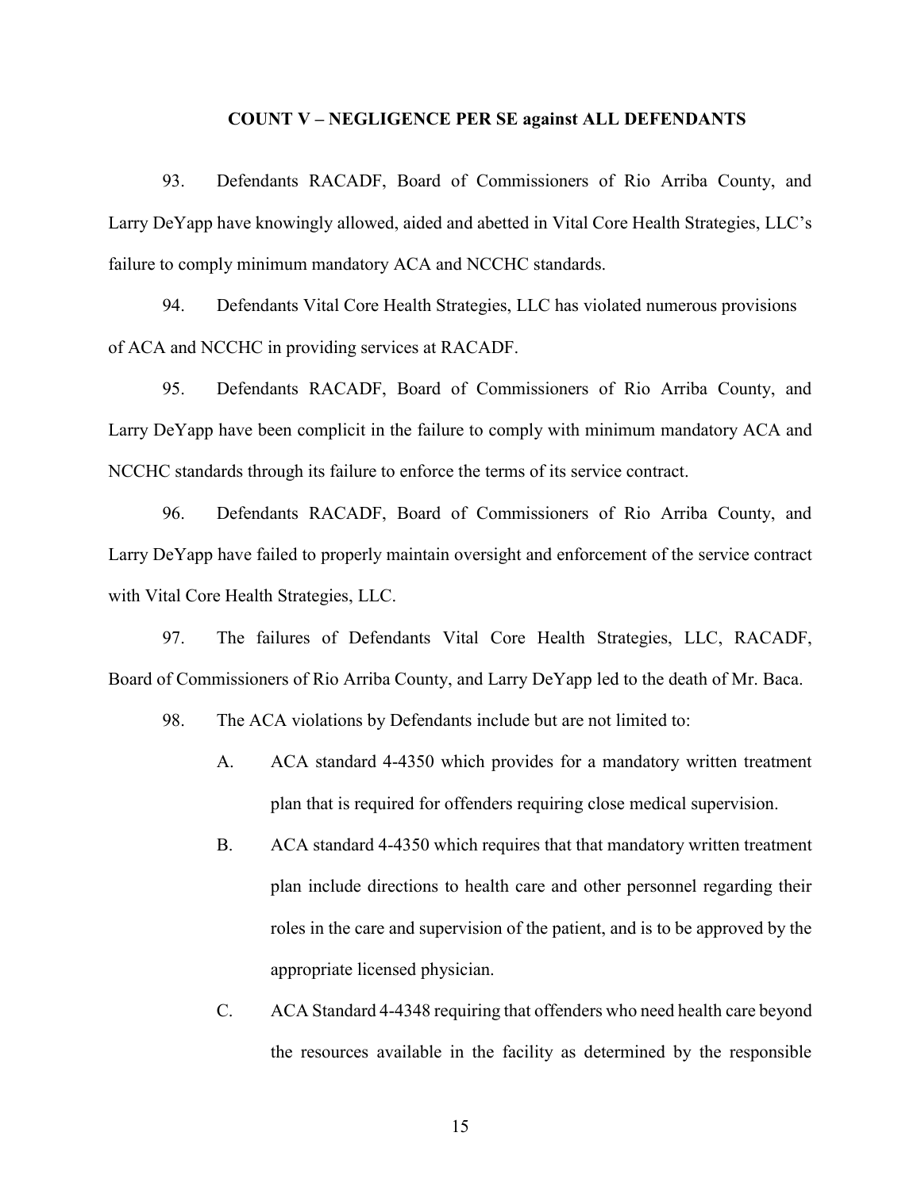**COUNT V – NEGLIGENCE PER SE against ALL DEFENDANTS**

93. Defendants RACADF, Board of Commissioners of Rio Arriba County, and Larry DeYapp have knowingly allowed, aided and abetted in Vital Core Health Strategies, LLC's failure to comply minimum mandatory ACA and NCCHC standards.

94. Defendants Vital Core Health Strategies, LLC has violated numerous provisions of ACA and NCCHC in providing services at RACADF.

95. Defendants RACADF, Board of Commissioners of Rio Arriba County, and Larry DeYapp have been complicit in the failure to comply with minimum mandatory ACA and NCCHC standards through its failure to enforce the terms of its service contract.

96. Defendants RACADF, Board of Commissioners of Rio Arriba County, and Larry DeYapp have failed to properly maintain oversight and enforcement of the service contract with Vital Core Health Strategies, LLC.

97. The failures of Defendants Vital Core Health Strategies, LLC, RACADF, Board of Commissioners of Rio Arriba County, and Larry DeYapp led to the death of Mr. Baca.

98. The ACA violations by Defendants include but are not limited to:

A. ACA standard 4-4350 which provides for a mandatory written treatment plan that is required for offenders requiring close medical supervision.

B. ACA standard 4-4350 which requires that that mandatory written treatment plan include directions to health care and other personnel regarding their roles in the care and supervision of the patient, and is to be approved by the appropriate licensed physician.

C. ACA Standard 4-4348 requiring that offenders who need health care beyond the resources available in the facility as determined by the responsible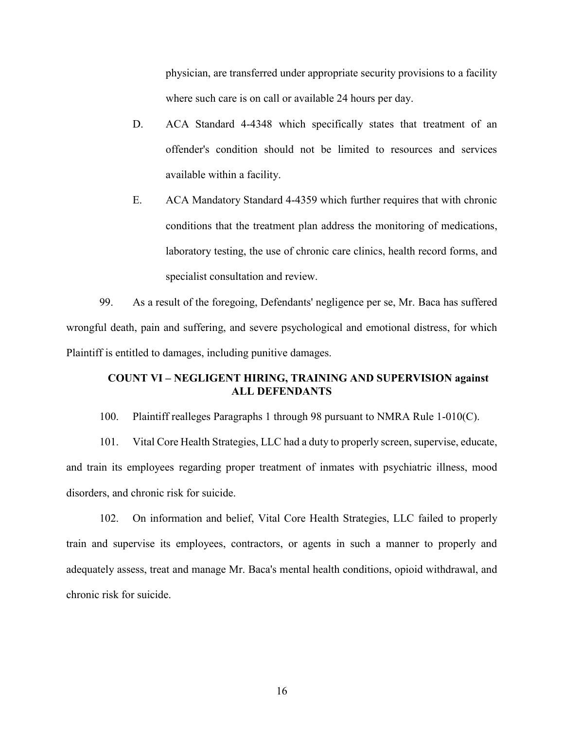physician, are transferred under appropriate security provisions to a facility where such care is on call or available 24 hours per day.

D. ACA Standard 4-4348 which specifically states that treatment of an offender's condition should not be limited to resources and services available within a facility.

E. ACA Mandatory Standard 4-4359 which further requires that with chronic conditions that the treatment plan address the monitoring of medications, laboratory testing, the use of chronic care clinics, health record forms, and specialist consultation and review.

99. As a result of the foregoing, Defendants' negligence per se, Mr. Baca has suffered wrongful death, pain and suffering, and severe psychological and emotional distress, for which Plaintiff is entitled to damages, including punitive damages.

**COUNT VI – NEGLIGENT HIRING, TRAINING AND SUPERVISION against ALL DEFENDANTS**

100. Plaintiff realleges Paragraphs 1 through 98 pursuant to NMRA Rule 1-010(C).

101. Vital Core Health Strategies, LLC had a duty to properly screen, supervise, educate, and train its employees regarding proper treatment of inmates with psychiatric illness, mood disorders, and chronic risk for suicide.

102. On information and belief, Vital Core Health Strategies, LLC failed to properly train and supervise its employees, contractors, or agents in such a manner to properly and adequately assess, treat and manage Mr. Baca's mental health conditions, opioid withdrawal, and chronic risk for suicide.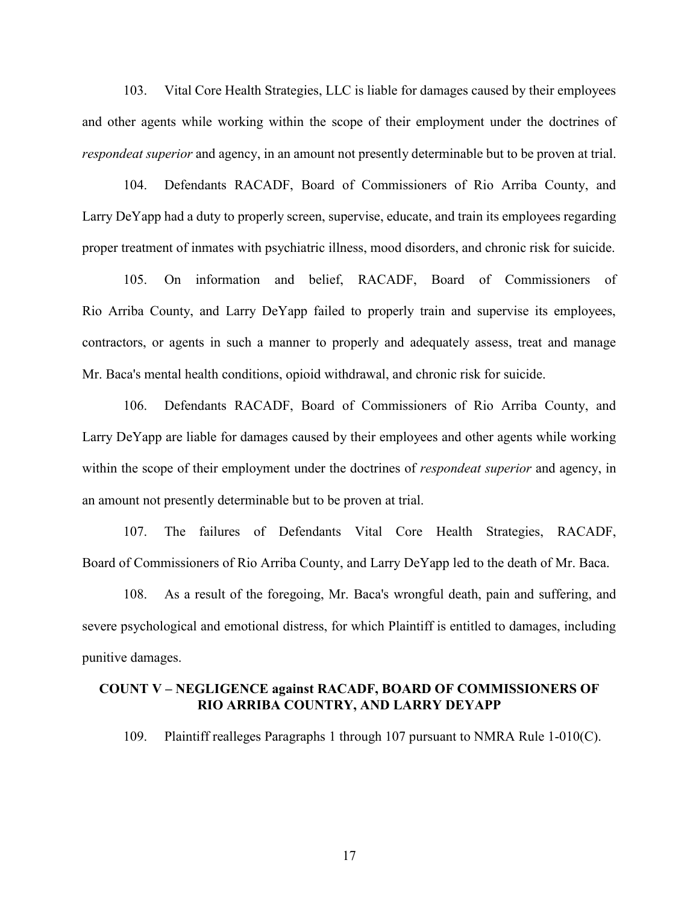103. Vital Core Health Strategies, LLC is liable for damages caused by their employees and other agents while working within the scope of their employment under the doctrines of *respondeat superior* and agency, in an amount not presently determinable but to be proven at trial.

104. Defendants RACADF, Board of Commissioners of Rio Arriba County, and Larry DeYapp had a duty to properly screen, supervise, educate, and train its employees regarding proper treatment of inmates with psychiatric illness, mood disorders, and chronic risk for suicide.

105. On information and belief, RACADF, Board of Commissioners of Rio Arriba County, and Larry DeYapp failed to properly train and supervise its employees, contractors, or agents in such a manner to properly and adequately assess, treat and manage Mr. Baca's mental health conditions, opioid withdrawal, and chronic risk for suicide.

106. Defendants RACADF, Board of Commissioners of Rio Arriba County, and Larry DeYapp are liable for damages caused by their employees and other agents while working within the scope of their employment under the doctrines of *respondeat superior* and agency, in an amount not presently determinable but to be proven at trial.

107. The failures of Defendants Vital Core Health Strategies, RACADF, Board of Commissioners of Rio Arriba County, and Larry DeYapp led to the death of Mr. Baca.

108. As a result of the foregoing, Mr. Baca's wrongful death, pain and suffering, and severe psychological and emotional distress, for which Plaintiff is entitled to damages, including punitive damages.

**COUNT V – NEGLIGENCE against RACADF, BOARD OF COMMISSIONERS OF RIO ARRIBA COUNTRY, AND LARRY DEYAPP**

109. Plaintiff realleges Paragraphs 1 through 107 pursuant to NMRA Rule 1-010(C).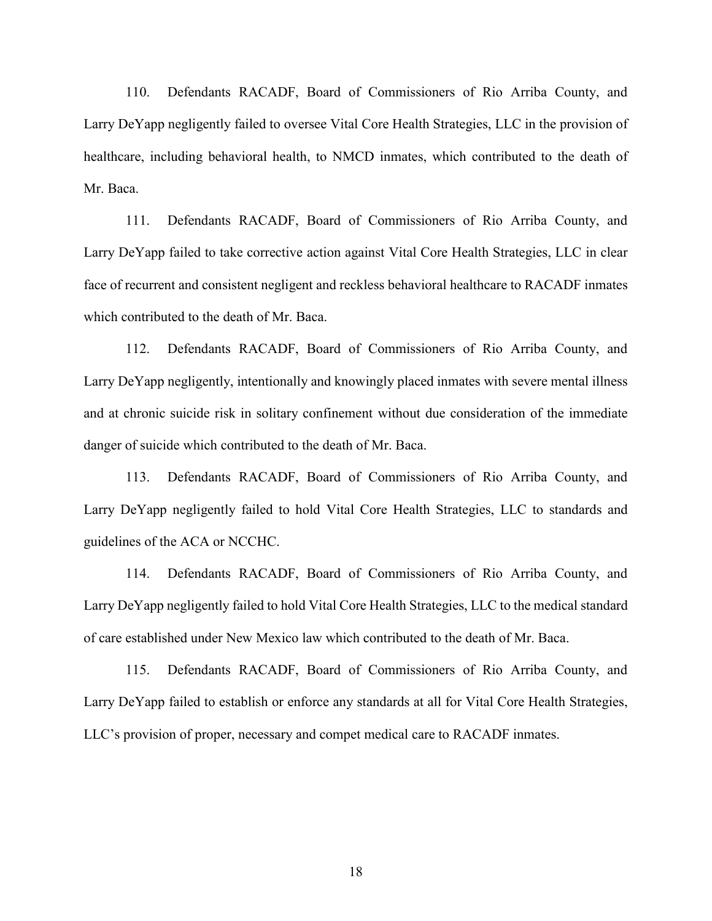110. Defendants RACADF, Board of Commissioners of Rio Arriba County, and Larry DeYapp negligently failed to oversee Vital Core Health Strategies, LLC in the provision of healthcare, including behavioral health, to NMCD inmates, which contributed to the death of Mr. Baca.

111. Defendants RACADF, Board of Commissioners of Rio Arriba County, and Larry DeYapp failed to take corrective action against Vital Core Health Strategies, LLC in clear face of recurrent and consistent negligent and reckless behavioral healthcare to RACADF inmates which contributed to the death of Mr. Baca.

112. Defendants RACADF, Board of Commissioners of Rio Arriba County, and Larry DeYapp negligently, intentionally and knowingly placed inmates with severe mental illness and at chronic suicide risk in solitary confinement without due consideration of the immediate danger of suicide which contributed to the death of Mr. Baca.

113. Defendants RACADF, Board of Commissioners of Rio Arriba County, and Larry DeYapp negligently failed to hold Vital Core Health Strategies, LLC to standards and guidelines of the ACA or NCCHC.

114. Defendants RACADF, Board of Commissioners of Rio Arriba County, and Larry DeYapp negligently failed to hold Vital Core Health Strategies, LLC to the medical standard of care established under New Mexico law which contributed to the death of Mr. Baca.

115. Defendants RACADF, Board of Commissioners of Rio Arriba County, and Larry DeYapp failed to establish or enforce any standards at all for Vital Core Health Strategies, LLC's provision of proper, necessary and compet medical care to RACADF inmates.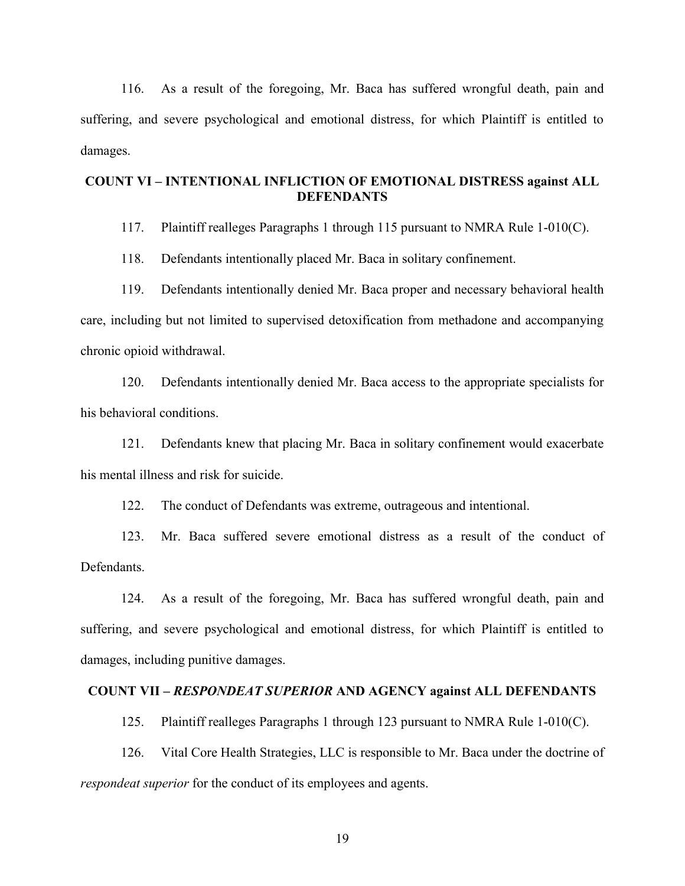116. As a result of the foregoing, Mr. Baca has suffered wrongful death, pain and suffering, and severe psychological and emotional distress, for which Plaintiff is entitled to damages.

## COUNT VI – INTENTIONAL INFLICTION OF EMOTIONAL DISTRESS against ALL DEFENDANTS

117. Plaintiff realleges Paragraphs 1 through 115 pursuant to NMRA Rule 1-010(C).

118. Defendants intentionally placed Mr. Baca in solitary confinement.

119. Defendants intentionally denied Mr. Baca proper and necessary behavioral health care, including but not limited to supervised detoxification from methadone and accompanying chronic opioid withdrawal.

120. Defendants intentionally denied Mr. Baca access to the appropriate specialists for his behavioral conditions.

121. Defendants knew that placing Mr. Baca in solitary confinement would exacerbate his mental illness and risk for suicide.

122. The conduct of Defendants was extreme, outrageous and intentional.

123. Mr. Baca suffered severe emotional distress as a result of the conduct of Defendants.

124. As a result of the foregoing, Mr. Baca has suffered wrongful death, pain and suffering, and severe psychological and emotional distress, for which Plaintiff is entitled to damages, including punitive damages.

## COUNT VII – *RESPONDEAT SUPERIOR* AND AGENCY against ALL DEFENDANTS

125. Plaintiff realleges Paragraphs 1 through 123 pursuant to NMRA Rule 1-010(C).

126. Vital Core Health Strategies, LLC is responsible to Mr. Baca under the doctrine of *respondeat superior* for the conduct of its employees and agents.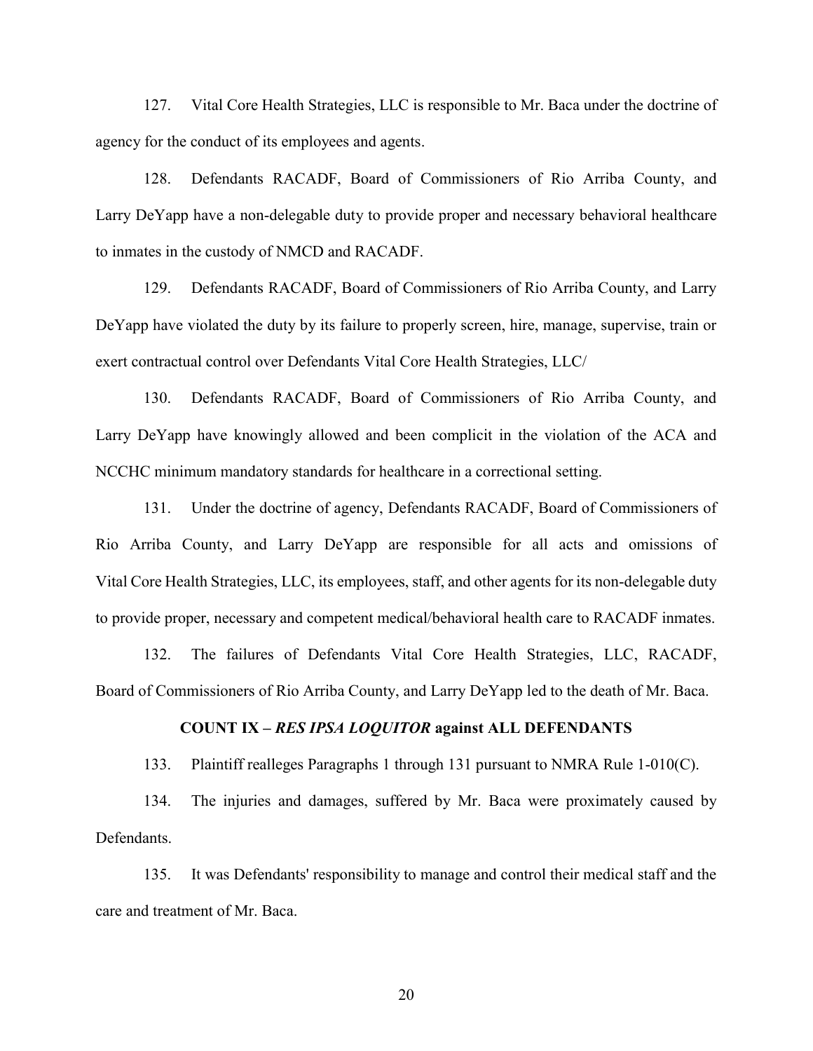127. Vital Core Health Strategies, LLC is responsible to Mr. Baca under the doctrine of agency for the conduct of its employees and agents.

128. Defendants RACADF, Board of Commissioners of Rio Arriba County, and Larry DeYapp have a non-delegable duty to provide proper and necessary behavioral healthcare to inmates in the custody of NMCD and RACADF.

129. Defendants RACADF, Board of Commissioners of Rio Arriba County, and Larry DeYapp have violated the duty by its failure to properly screen, hire, manage, supervise, train or exert contractual control over Defendants Vital Core Health Strategies, LLC/

130. Defendants RACADF, Board of Commissioners of Rio Arriba County, and Larry DeYapp have knowingly allowed and been complicit in the violation of the ACA and NCCHC minimum mandatory standards for healthcare in a correctional setting.

131. Under the doctrine of agency, Defendants RACADF, Board of Commissioners of Rio Arriba County, and Larry DeYapp are responsible for all acts and omissions of Vital Core Health Strategies, LLC, its employees, staff, and other agents for its non-delegable duty to provide proper, necessary and competent medical/behavioral health care to RACADF inmates.

132. The failures of Defendants Vital Core Health Strategies, LLC, RACADF, Board of Commissioners of Rio Arriba County, and Larry DeYapp led to the death of Mr. Baca.

## COUNT IX – *RES IPSA LOQUITOR* against ALL DEFENDANTS

133. Plaintiff realleges Paragraphs 1 through 131 pursuant to NMRA Rule 1-010(C).

134. The injuries and damages, suffered by Mr. Baca were proximately caused by Defendants.

135. It was Defendants' responsibility to manage and control their medical staff and the care and treatment of Mr. Baca.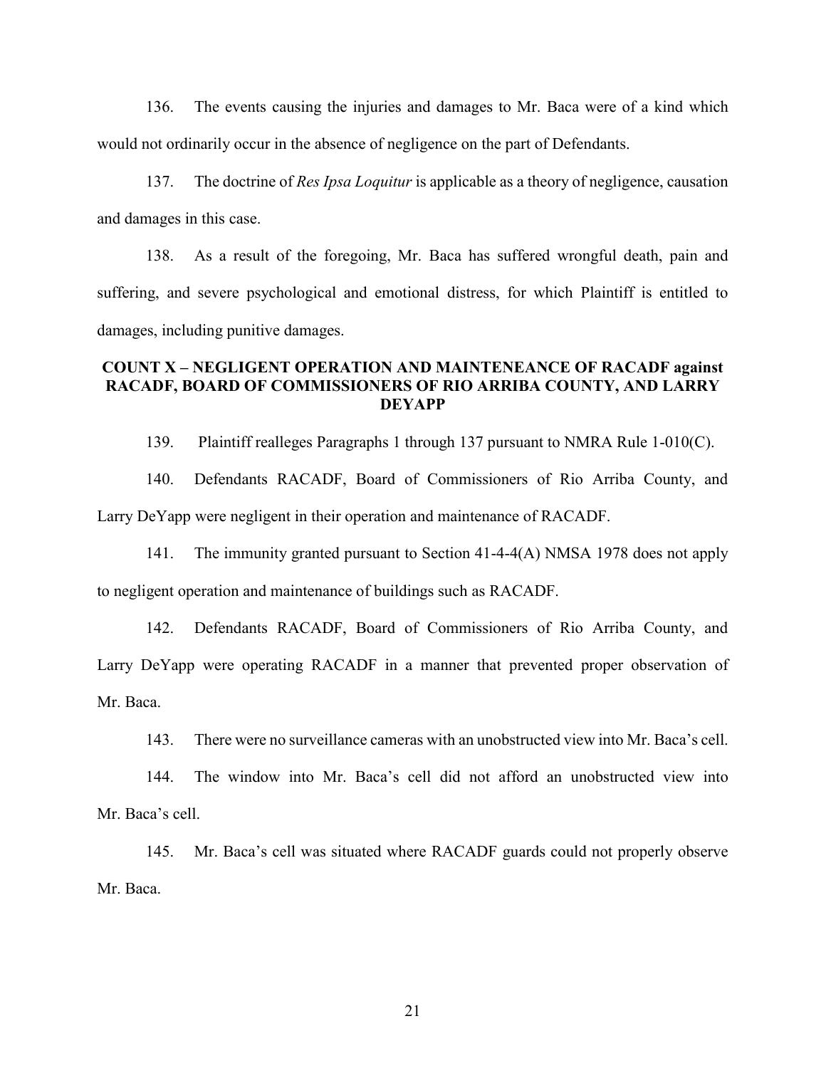136. The events causing the injuries and damages to Mr. Baca were of a kind which would not ordinarily occur in the absence of negligence on the part of Defendants.

137. The doctrine of *Res Ipsa Loquitur* is applicable as a theory of negligence, causation and damages in this case.

138. As a result of the foregoing, Mr. Baca has suffered wrongful death, pain and suffering, and severe psychological and emotional distress, for which Plaintiff is entitled to damages, including punitive damages.

**COUNT X – NEGLIGENT OPERATION AND MAINTENEANCE OF RACADF against RACADF, BOARD OF COMMISSIONERS OF RIO ARRIBA COUNTY, AND LARRY DEYAPP**

139. Plaintiff realleges Paragraphs 1 through 137 pursuant to NMRA Rule 1-010(C).

140. Defendants RACADF, Board of Commissioners of Rio Arriba County, and Larry DeYapp were negligent in their operation and maintenance of RACADF.

141. The immunity granted pursuant to Section 41-4-4(A) NMSA 1978 does not apply to negligent operation and maintenance of buildings such as RACADF.

142. Defendants RACADF, Board of Commissioners of Rio Arriba County, and Larry DeYapp were operating RACADF in a manner that prevented proper observation of Mr. Baca.

143. There were no surveillance cameras with an unobstructed view into Mr. Baca's cell.

144. The window into Mr. Baca's cell did not afford an unobstructed view into Mr. Baca's cell.

145. Mr. Baca's cell was situated where RACADF guards could not properly observe Mr. Baca.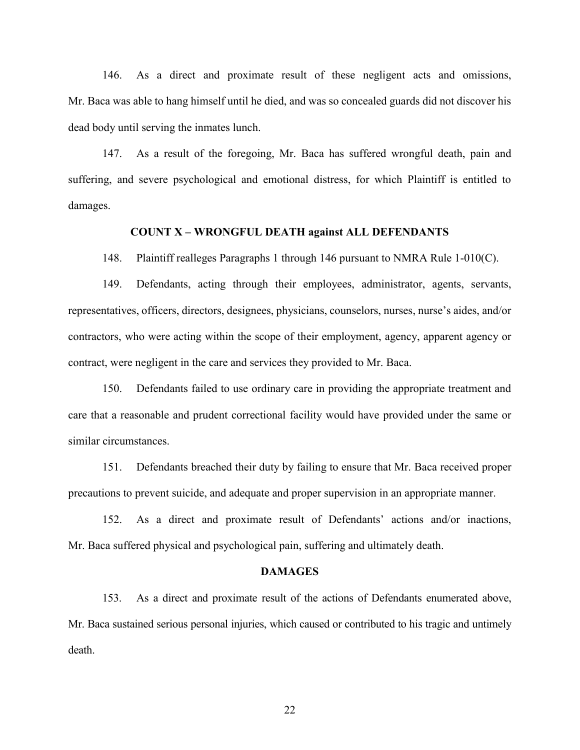146. As a direct and proximate result of these negligent acts and omissions, Mr. Baca was able to hang himself until he died, and was so concealed guards did not discover his dead body until serving the inmates lunch.

147. As a result of the foregoing, Mr. Baca has suffered wrongful death, pain and suffering, and severe psychological and emotional distress, for which Plaintiff is entitled to damages.

**COUNT X – WRONGFUL DEATH against ALL DEFENDANTS**

148. Plaintiff realleges Paragraphs 1 through 146 pursuant to NMRA Rule 1-010(C).

149. Defendants, acting through their employees, administrator, agents, servants, representatives, officers, directors, designees, physicians, counselors, nurses, nurse's aides, and/or contractors, who were acting within the scope of their employment, agency, apparent agency or contract, were negligent in the care and services they provided to Mr. Baca.

150. Defendants failed to use ordinary care in providing the appropriate treatment and care that a reasonable and prudent correctional facility would have provided under the same or similar circumstances.

151. Defendants breached their duty by failing to ensure that Mr. Baca received proper precautions to prevent suicide, and adequate and proper supervision in an appropriate manner.

152. As a direct and proximate result of Defendants' actions and/or inactions, Mr. Baca suffered physical and psychological pain, suffering and ultimately death.

**DAMAGES**

153. As a direct and proximate result of the actions of Defendants enumerated above, Mr. Baca sustained serious personal injuries, which caused or contributed to his tragic and untimely death.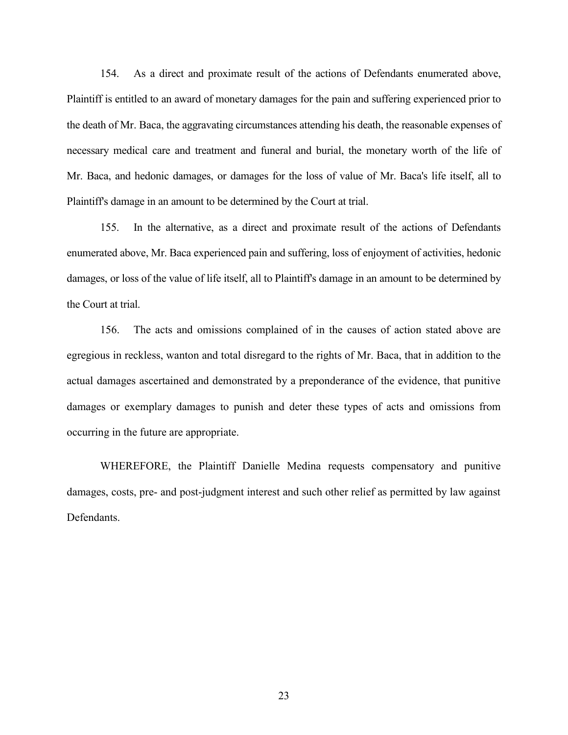154. As a direct and proximate result of the actions of Defendants enumerated above, Plaintiff is entitled to an award of monetary damages for the pain and suffering experienced prior to the death of Mr. Baca, the aggravating circumstances attending his death, the reasonable expenses of necessary medical care and treatment and funeral and burial, the monetary worth of the life of Mr. Baca, and hedonic damages, or damages for the loss of value of Mr. Baca's life itself, all to Plaintiff's damage in an amount to be determined by the Court at trial.

155. In the alternative, as a direct and proximate result of the actions of Defendants enumerated above, Mr. Baca experienced pain and suffering, loss of enjoyment of activities, hedonic damages, or loss of the value of life itself, all to Plaintiff's damage in an amount to be determined by the Court at trial.

156. The acts and omissions complained of in the causes of action stated above are egregious in reckless, wanton and total disregard to the rights of Mr. Baca, that in addition to the actual damages ascertained and demonstrated by a preponderance of the evidence, that punitive damages or exemplary damages to punish and deter these types of acts and omissions from occurring in the future are appropriate.

WHEREFORE, the Plaintiff Danielle Medina requests compensatory and punitive damages, costs, pre- and post-judgment interest and such other relief as permitted by law against Defendants.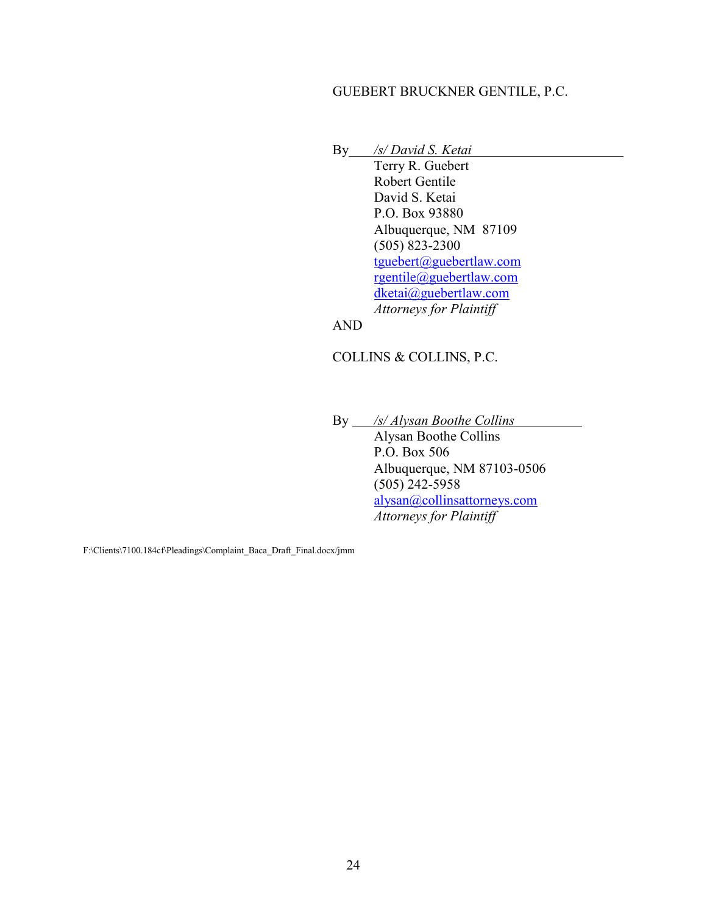GUEBERT BRUCKNER GENTILE, P.C.

By *_/s/ David S. Ketai_*
Terry R. Guebert
Robert Gentile
David S. Ketai
P.O. Box 93880
Albuquerque, NM 87109
(505) 823-2300
tguebert@guebertlaw.com
rgentile@guebertlaw.com
dketai@guebertlaw.com
*Attorneys for Plaintiff*

AND

COLLINS & COLLINS, P.C.

By *_/s/ Alysan Boothe Collins_*
Alysan Boothe Collins
P.O. Box 506
Albuquerque, NM 87103-0506
(505) 242-5958
alysan@collinsattorneys.com
*Attorneys for Plaintiff*

F:\Clients\7100.184cf\Pleadings\Complaint_Baca_Draft_Final.docx/jmm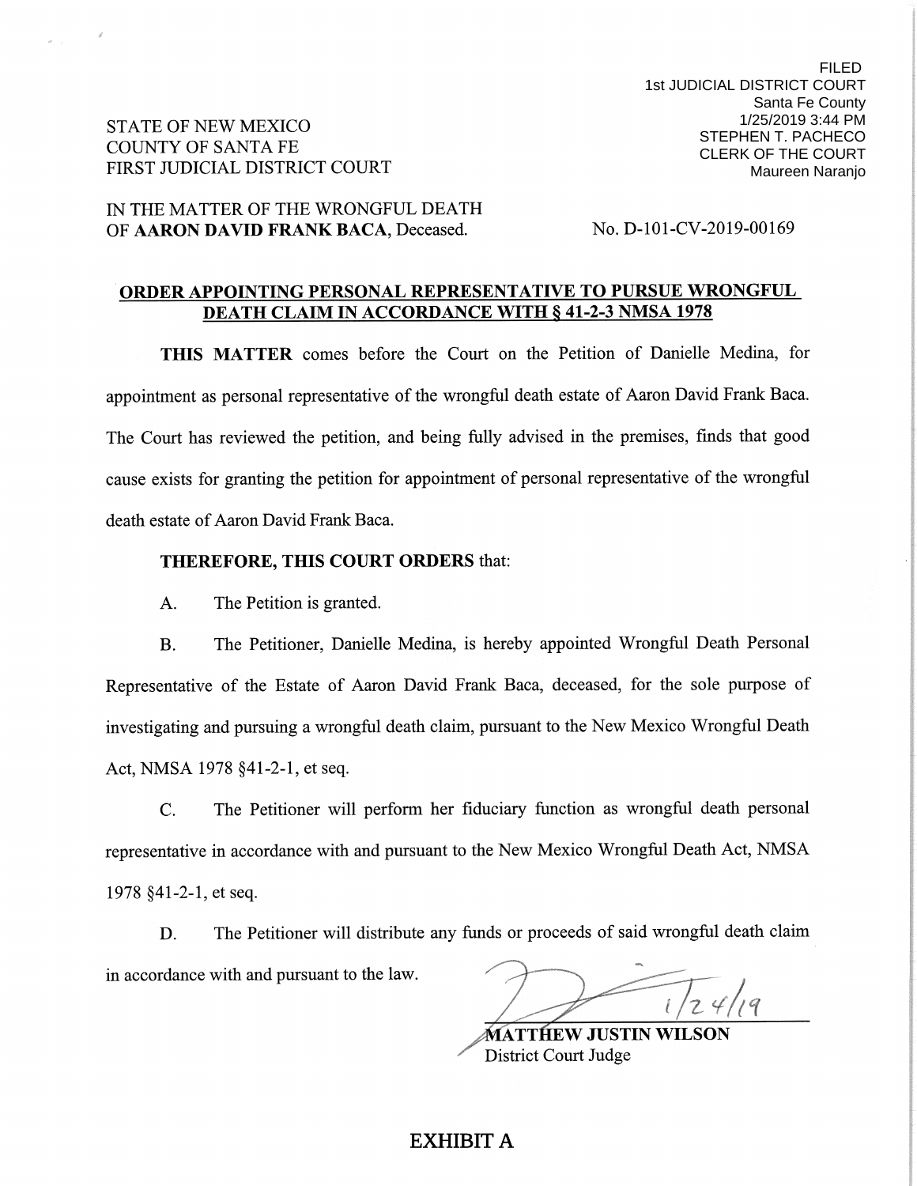FILED
1st JUDICIAL DISTRICT COURT
Santa Fe County
1/25/2019 3:44 PM
STEPHEN T. PACHECO
CLERK OF THE COURT
Maureen Naranjo

STATE OF NEW MEXICO
COUNTY OF SANTA FE
FIRST JUDICIAL DISTRICT COURT

IN THE MATTER OF THE WRONGFUL DEATH
OF **AARON DAVID FRANK BACA**, Deceased.

No. D-101-CV-2019-00169

**ORDER APPOINTING PERSONAL REPRESENTATIVE TO PURSUE WRONGFUL DEATH CLAIM IN ACCORDANCE WITH § 41-2-3 NMSA 1978**

**THIS MATTER** comes before the Court on the Petition of Danielle Medina, for appointment as personal representative of the wrongful death estate of Aaron David Frank Baca. The Court has reviewed the petition, and being fully advised in the premises, finds that good cause exists for granting the petition for appointment of personal representative of the wrongful death estate of Aaron David Frank Baca.

**THEREFORE, THIS COURT ORDERS** that:

A. The Petition is granted.

B. The Petitioner, Danielle Medina, is hereby appointed Wrongful Death Personal Representative of the Estate of Aaron David Frank Baca, deceased, for the sole purpose of investigating and pursuing a wrongful death claim, pursuant to the New Mexico Wrongful Death Act, NMSA 1978 §41-2-1, et seq.

C. The Petitioner will perform her fiduciary function as wrongful death personal representative in accordance with and pursuant to the New Mexico Wrongful Death Act, NMSA 1978 §41-2-1, et seq.

D. The Petitioner will distribute any funds or proceeds of said wrongful death claim in accordance with and pursuant to the law.

1/24/19

**MATTHEW JUSTIN WILSON**
District Court Judge

**EXHIBIT A**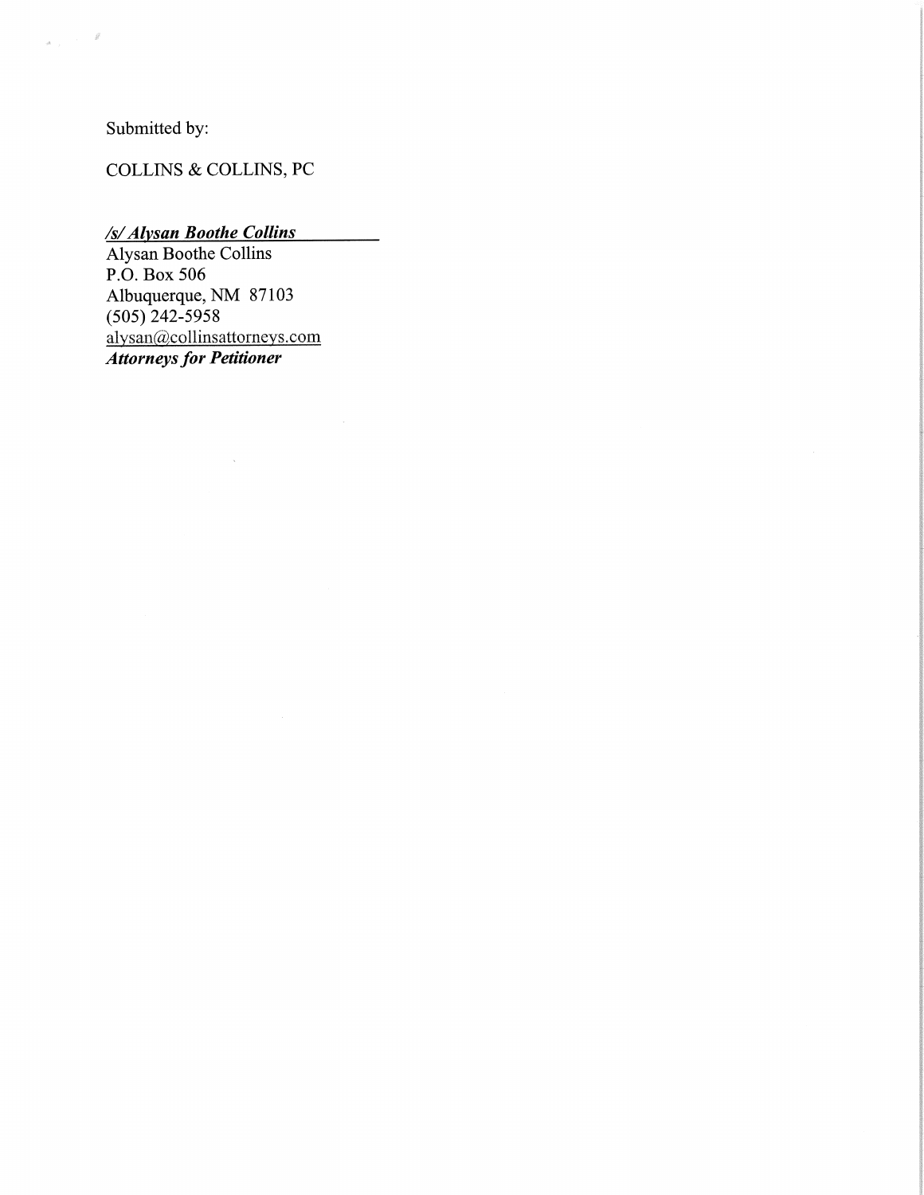Submitted by:

COLLINS & COLLINS, PC

***/s/ Alysan Boothe Collins***

Alysan Boothe Collins
P.O. Box 506
Albuquerque, NM 87103
(505) 242-5958
alysan@collinsattorneys.com
***Attorneys for Petitioner***